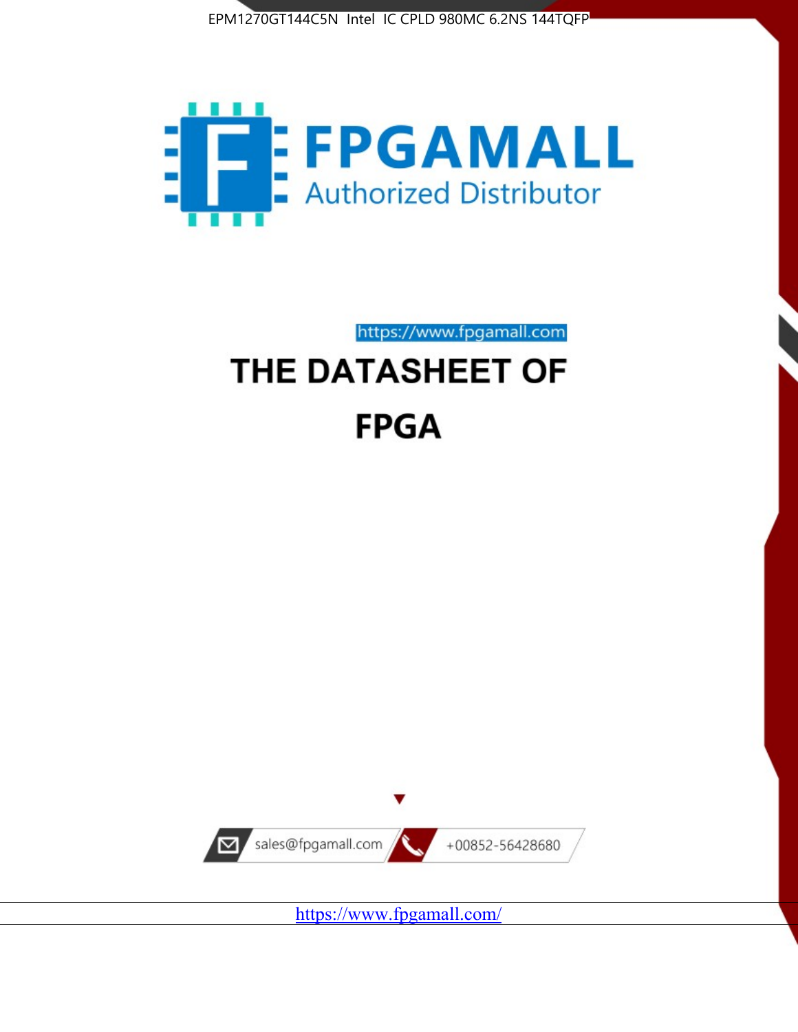EPM1270GT144C5N Intel IC CPLD 980MC 6.2NS 144TQFP

# FPGAMALL

Authorized Distributor

https://www.fpgamall.com

# THE DATASHEET OF

# FPGA

sales@fpgamall.com

+00852-56428680

https://www.fpgamall.com/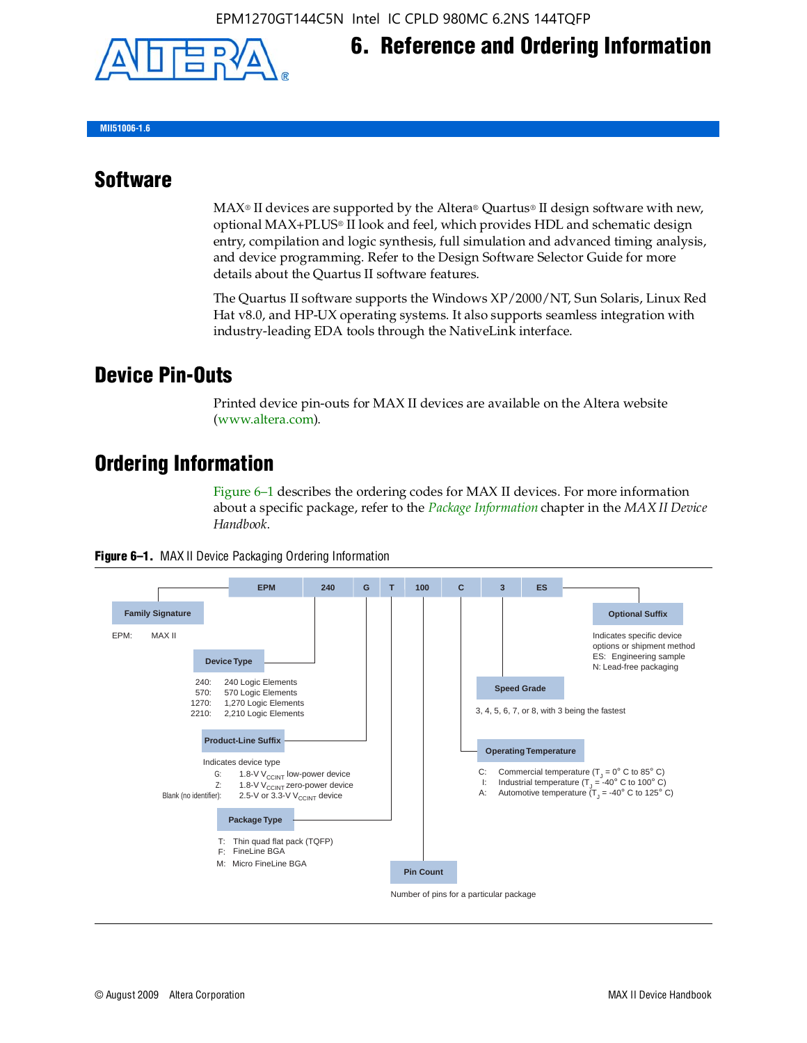# 6. Reference and Ordering Information

MII51006-1.6

## Software

MAX® II devices are supported by the Altera® Quartus® II design software with new, optional MAX+PLUS® II look and feel, which provides HDL and schematic design entry, compilation and logic synthesis, full simulation and advanced timing analysis, and device programming. Refer to the Design Software Selector Guide for more details about the Quartus II software features.

The Quartus II software supports the Windows XP/2000/NT, Sun Solaris, Linux Red Hat v8.0, and HP-UX operating systems. It also supports seamless integration with industry-leading EDA tools through the NativeLink interface.

## Device Pin-Outs

Printed device pin-outs for MAX II devices are available on the Altera website (www.altera.com).

## Ordering Information

Figure 6–1 describes the ordering codes for MAX II devices. For more information about a specific package, refer to the *Package Information* chapter in the *MAX II Device Handbook*.

**Figure 6–1.** MAX II Device Packaging Ordering Information

EPM 240 G T 100 C 3 ES

**Family Signature**

EPM: MAX II

**Device Type**

- 240: 240 Logic Elements
- 570: 570 Logic Elements
- 1270: 1,270 Logic Elements
- 2210: 2,210 Logic Elements

**Product-Line Suffix**

Indicates device type

- G: 1.8-V $V_{CCINT}$ low-power device
- Z: 1.8-V $V_{CCINT}$ zero-power device
- Blank (no identifier): 2.5-V or 3.3-V $V_{CCINT}$ device

**Package Type**

- T: Thin quad flat pack (TQFP)
- F: FineLine BGA
- M: Micro FineLine BGA

**Pin Count**

Number of pins for a particular package

**Operating Temperature**

- C: Commercial temperature ($T_J$ = 0° C to 85° C)
- I: Industrial temperature ($T_J$ = -40° C to 100° C)
- A: Automotive temperature ($T_J$ = -40° C to 125° C)

**Speed Grade**

3, 4, 5, 6, 7, or 8, with 3 being the fastest

**Optional Suffix**

Indicates specific device options or shipment method

- ES: Engineering sample
- N: Lead-free packaging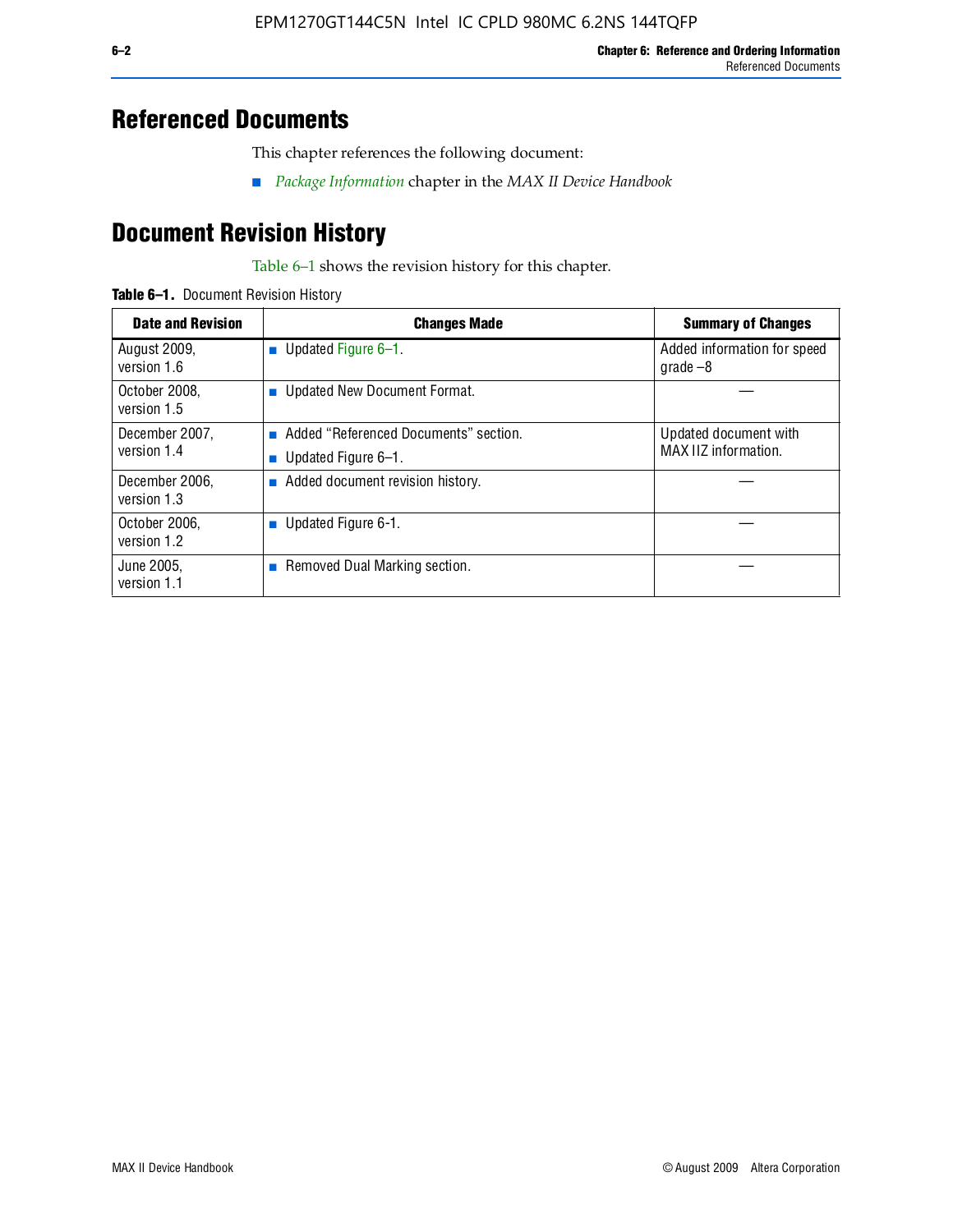## Referenced Documents

This chapter references the following document:

- *Package Information* chapter in the *MAX II Device Handbook*

## Document Revision History

Table 6–1 shows the revision history for this chapter.

**Table 6–1.** Document Revision History

| Date and Revision | Changes Made | Summary of Changes |
|---|---|---|
| August 2009, version 1.6 | ■ Updated Figure 6–1. | Added information for speed grade –8 |
| October 2008, version 1.5 | ■ Updated New Document Format. | — |
| December 2007, version 1.4 | ■ Added "Referenced Documents" section. ■ Updated Figure 6–1. | Updated document with MAX IIZ information. |
| December 2006, version 1.3 | ■ Added document revision history. | — |
| October 2006, version 1.2 | ■ Updated Figure 6-1. | — |
| June 2005, version 1.1 | ■ Removed Dual Marking section. | — |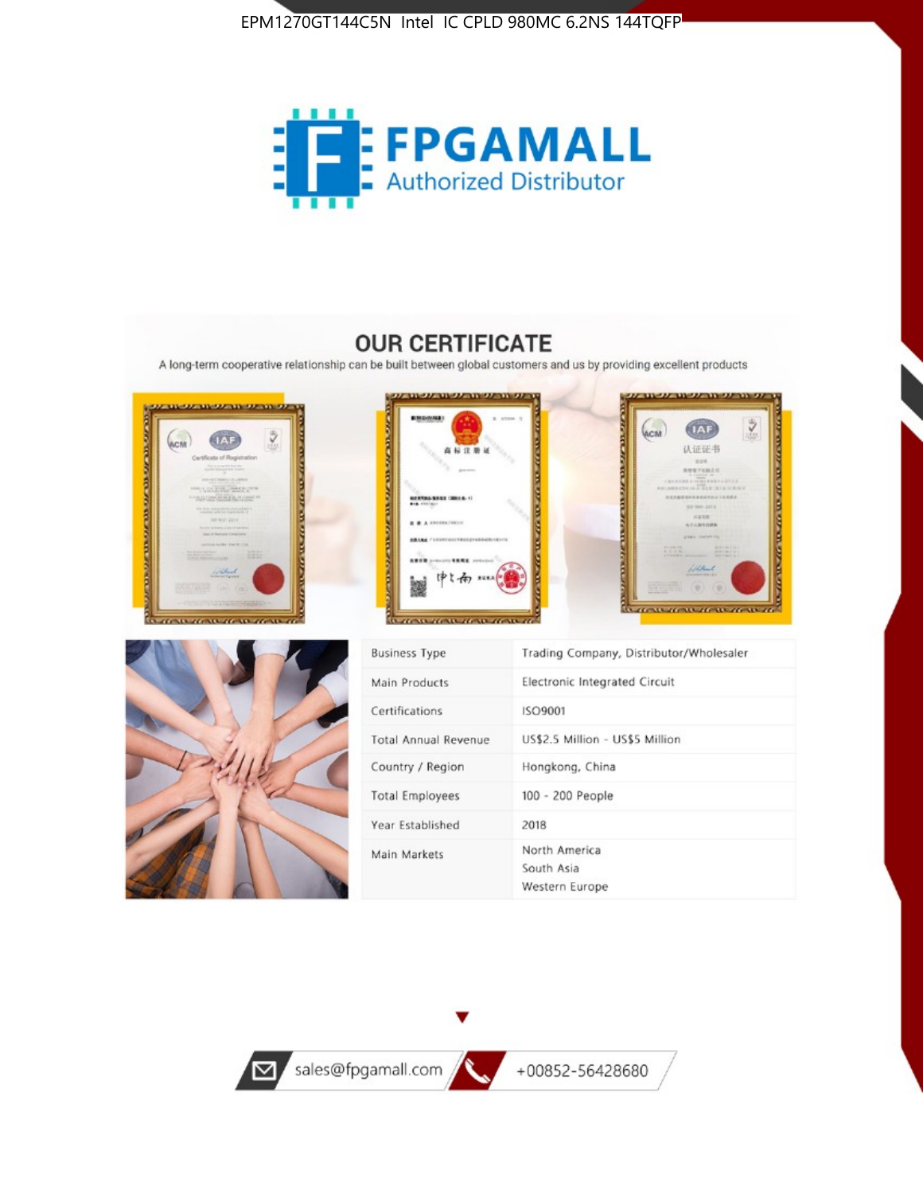FPGAMALL
Authorized Distributor

## OUR CERTIFICATE

A long-term cooperative relationship can be built between global customers and us by providing excellent products

| | |
|---|---|
| Business Type | Trading Company, Distributor/Wholesaler |
| Main Products | Electronic Integrated Circuit |
| Certifications | ISO9001 |
| Total Annual Revenue | US$2.5 Million - US$5 Million |
| Country / Region | Hongkong, China |
| Total Employees | 100 - 200 People |
| Year Established | 2018 |
| Main Markets | North America<br>South Asia<br>Western Europe |

sales@fpgamall.com

+00852-56428680